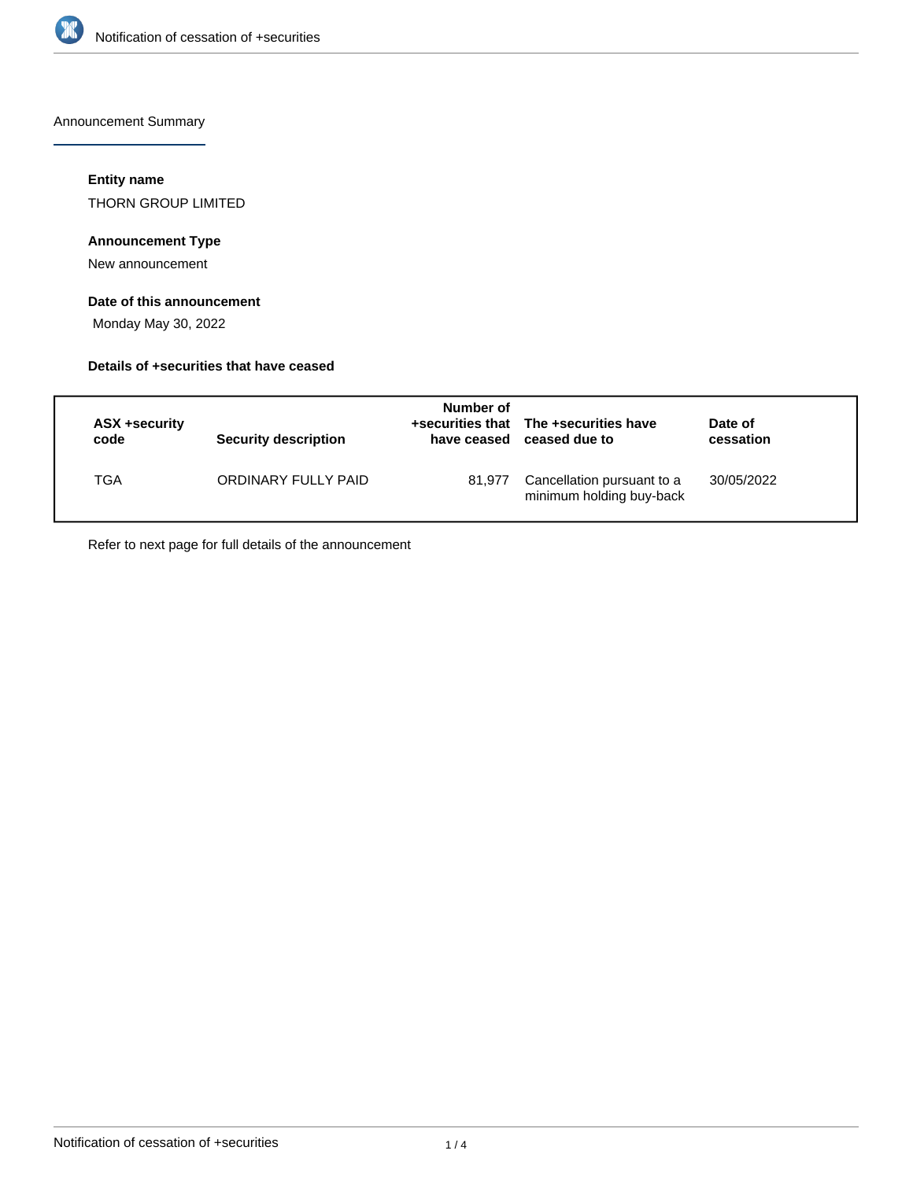Announcement Summary

**Entity name**

THORN GROUP LIMITED

**Announcement Type**

New announcement

**Date of this announcement**

Monday May 30, 2022

**Details of +securities that have ceased**

| ASX +security code | Security description | Number of +securities that have ceased | The +securities have ceased due to | Date of cessation |
|---|---|---|---|---|
| TGA | ORDINARY FULLY PAID | 81,977 | Cancellation pursuant to a minimum holding buy-back | 30/05/2022 |

Refer to next page for full details of the announcement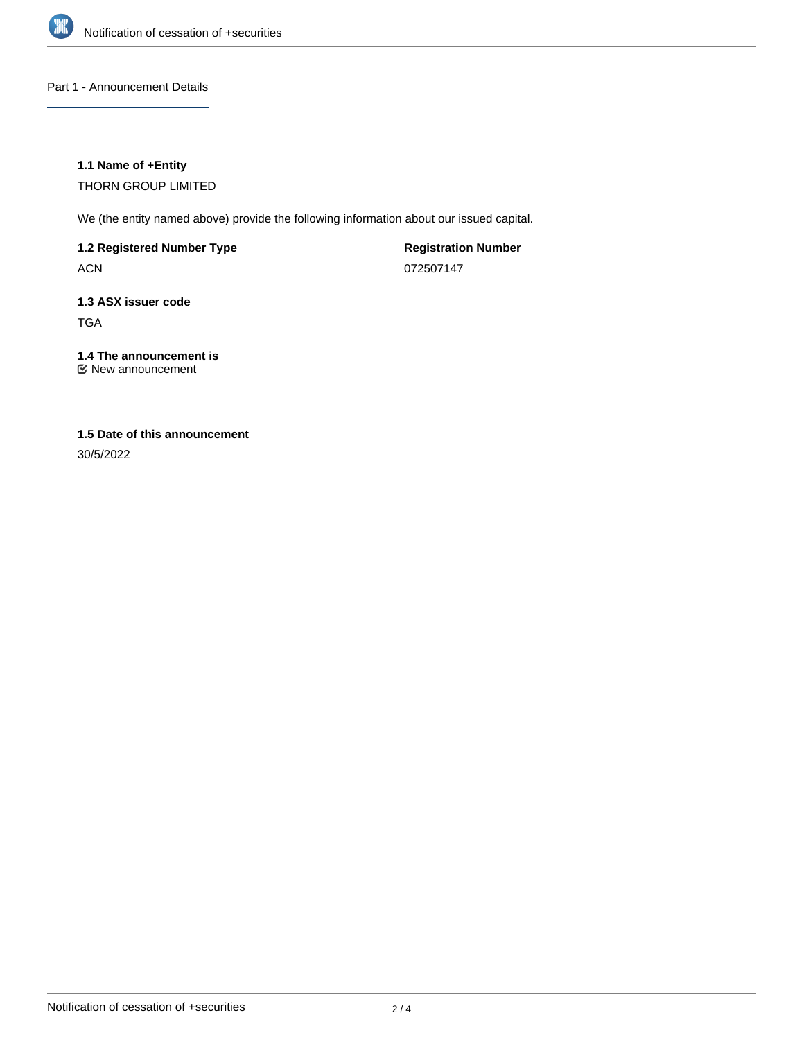## Part 1 - Announcement Details

### 1.1 Name of +Entity

THORN GROUP LIMITED

We (the entity named above) provide the following information about our issued capital.

**1.2 Registered Number Type**

ACN

**Registration Number**

072507147

### 1.3 ASX issuer code

TGA

### 1.4 The announcement is

☑ New announcement

### 1.5 Date of this announcement

30/5/2022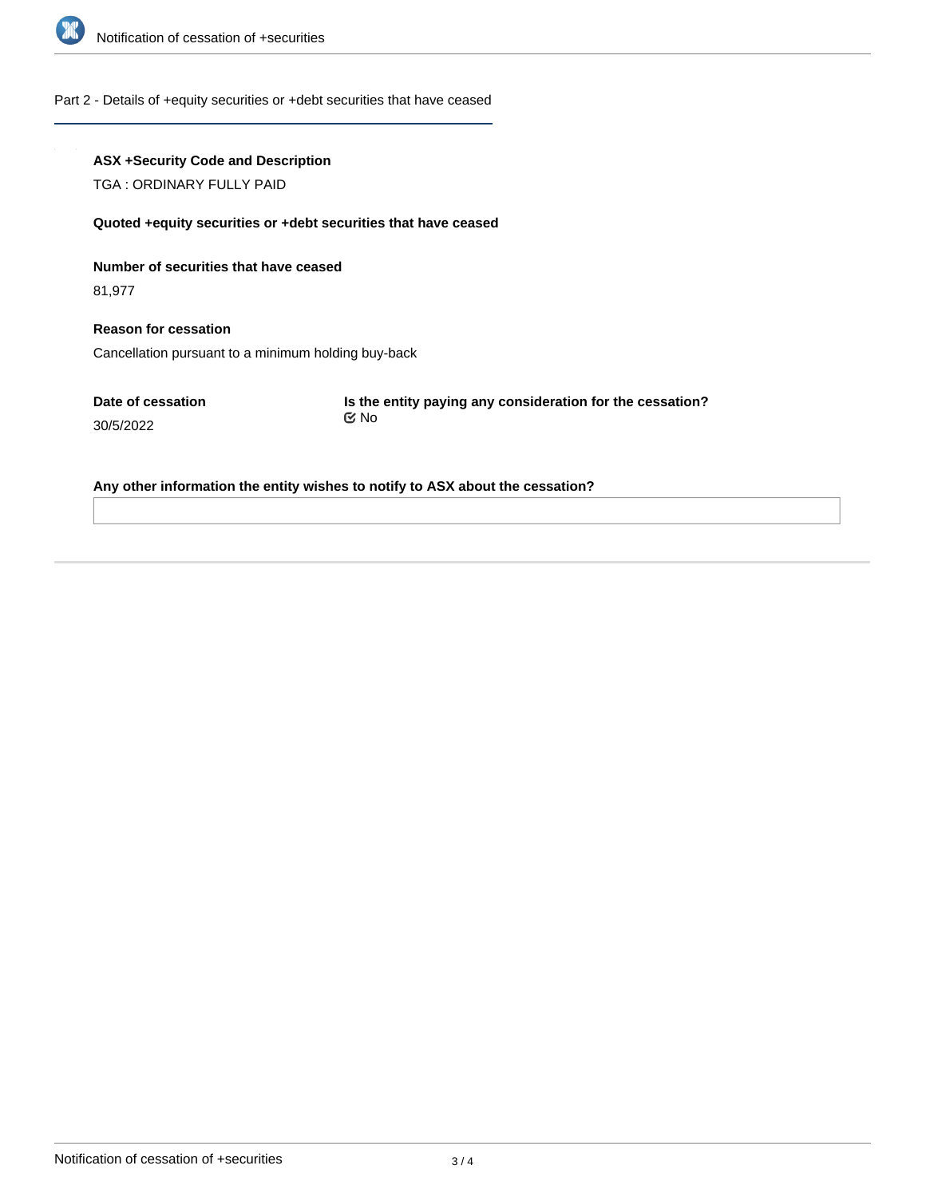## Part 2 - Details of +equity securities or +debt securities that have ceased

**ASX +Security Code and Description**

TGA : ORDINARY FULLY PAID

**Quoted +equity securities or +debt securities that have ceased**

**Number of securities that have ceased**

81,977

**Reason for cessation**

Cancellation pursuant to a minimum holding buy-back

**Date of cessation**

30/5/2022

**Is the entity paying any consideration for the cessation?**

No

**Any other information the entity wishes to notify to ASX about the cessation?**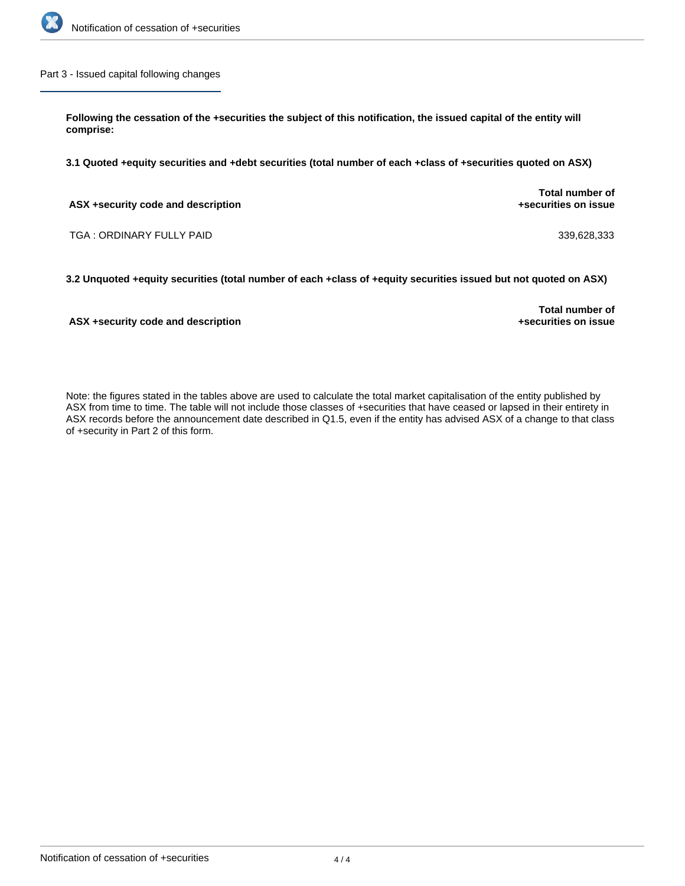## Part 3 - Issued capital following changes

**Following the cessation of the +securities the subject of this notification, the issued capital of the entity will comprise:**

**3.1 Quoted +equity securities and +debt securities (total number of each +class of +securities quoted on ASX)**

| ASX +security code and description | Total number of +securities on issue |
| --- | --- |
| TGA : ORDINARY FULLY PAID | 339,628,333 |

**3.2 Unquoted +equity securities (total number of each +class of +equity securities issued but not quoted on ASX)**

| ASX +security code and description | Total number of +securities on issue |
| --- | --- |

Note: the figures stated in the tables above are used to calculate the total market capitalisation of the entity published by ASX from time to time. The table will not include those classes of +securities that have ceased or lapsed in their entirety in ASX records before the announcement date described in Q1.5, even if the entity has advised ASX of a change to that class of +security in Part 2 of this form.